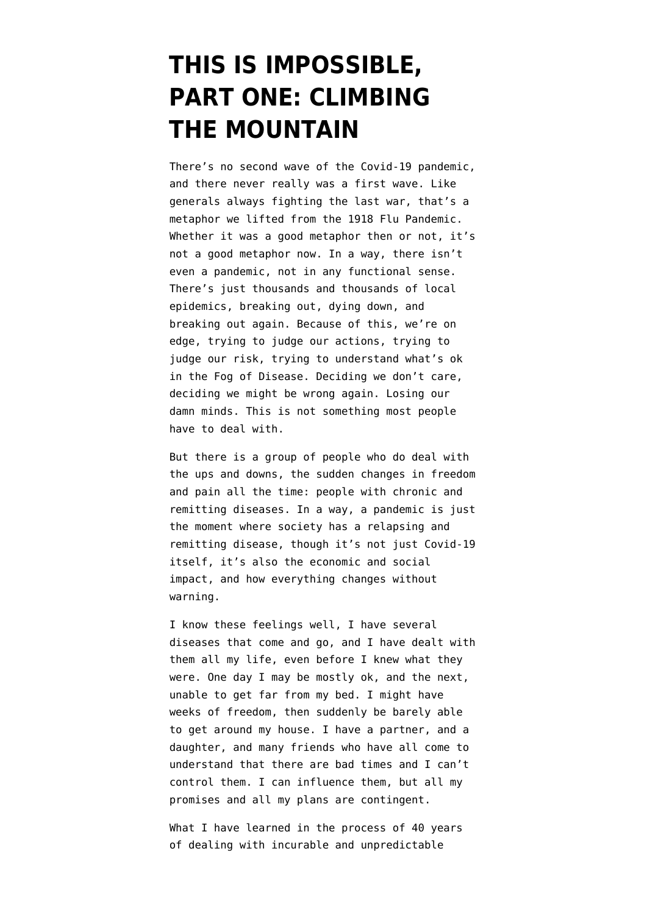# THIS IS IMPOSSIBLE, PART ONE: CLIMBING THE MOUNTAIN

There's no second wave of the Covid-19 pandemic, and there never really was a first wave. Like generals always fighting the last war, that's a metaphor we lifted from the 1918 Flu Pandemic. Whether it was a good metaphor then or not, it's not a good metaphor now. In a way, there isn't even a pandemic, not in any functional sense. There's just thousands and thousands of local epidemics, breaking out, dying down, and breaking out again. Because of this, we're on edge, trying to judge our actions, trying to judge our risk, trying to understand what's ok in the Fog of Disease. Deciding we don't care, deciding we might be wrong again. Losing our damn minds. This is not something most people have to deal with.

But there is a group of people who do deal with the ups and downs, the sudden changes in freedom and pain all the time: people with chronic and remitting diseases. In a way, a pandemic is just the moment where society has a relapsing and remitting disease, though it's not just Covid-19 itself, it's also the economic and social impact, and how everything changes without warning.

I know these feelings well, I have several diseases that come and go, and I have dealt with them all my life, even before I knew what they were. One day I may be mostly ok, and the next, unable to get far from my bed. I might have weeks of freedom, then suddenly be barely able to get around my house. I have a partner, and a daughter, and many friends who have all come to understand that there are bad times and I can't control them. I can influence them, but all my promises and all my plans are contingent.

What I have learned in the process of 40 years of dealing with incurable and unpredictable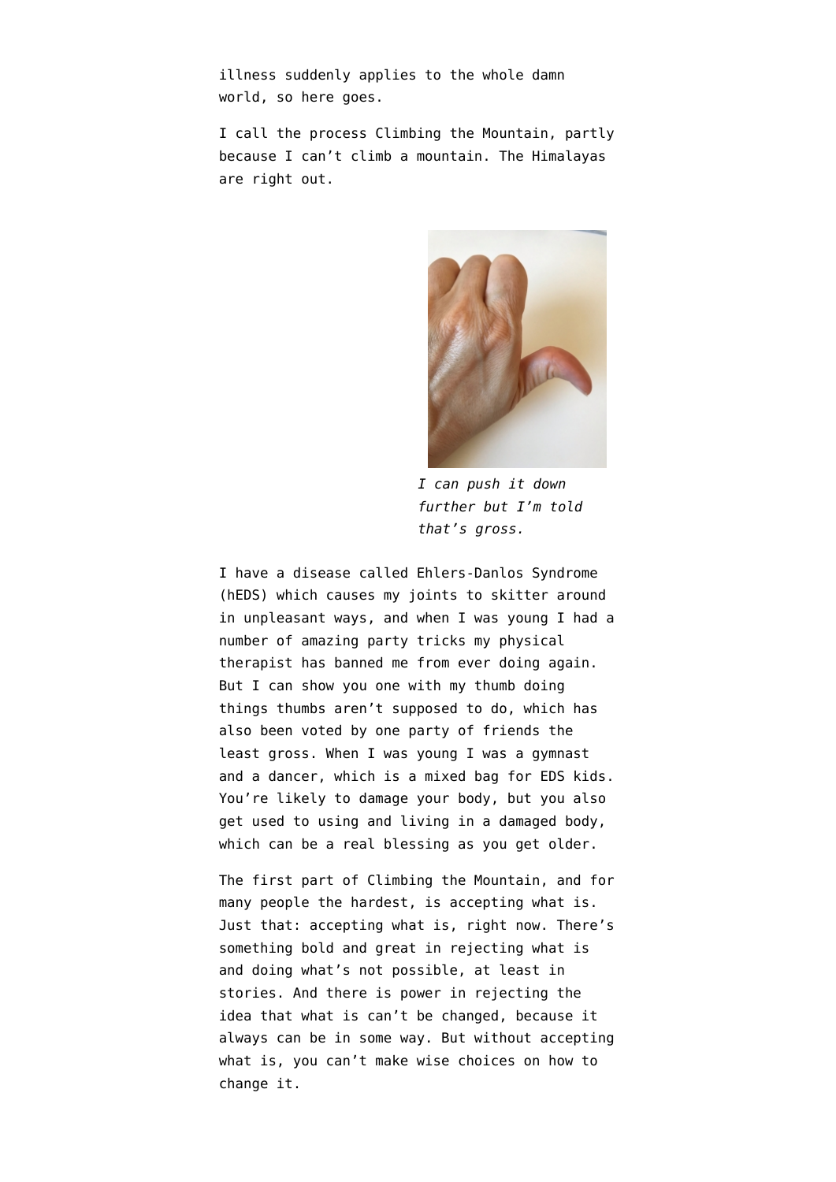illness suddenly applies to the whole damn world, so here goes.

I call the process Climbing the Mountain, partly because I can't climb a mountain. The Himalayas are right out.

*I can push it down further but I'm told that's gross.*

I have a disease called Ehlers-Danlos Syndrome (hEDS) which causes my joints to skitter around in unpleasant ways, and when I was young I had a number of amazing party tricks my physical therapist has banned me from ever doing again. But I can show you one with my thumb doing things thumbs aren't supposed to do, which has also been voted by one party of friends the least gross. When I was young I was a gymnast and a dancer, which is a mixed bag for EDS kids. You're likely to damage your body, but you also get used to using and living in a damaged body, which can be a real blessing as you get older.

The first part of Climbing the Mountain, and for many people the hardest, is accepting what is. Just that: accepting what is, right now. There's something bold and great in rejecting what is and doing what's not possible, at least in stories. And there is power in rejecting the idea that what is can't be changed, because it always can be in some way. But without accepting what is, you can't make wise choices on how to change it.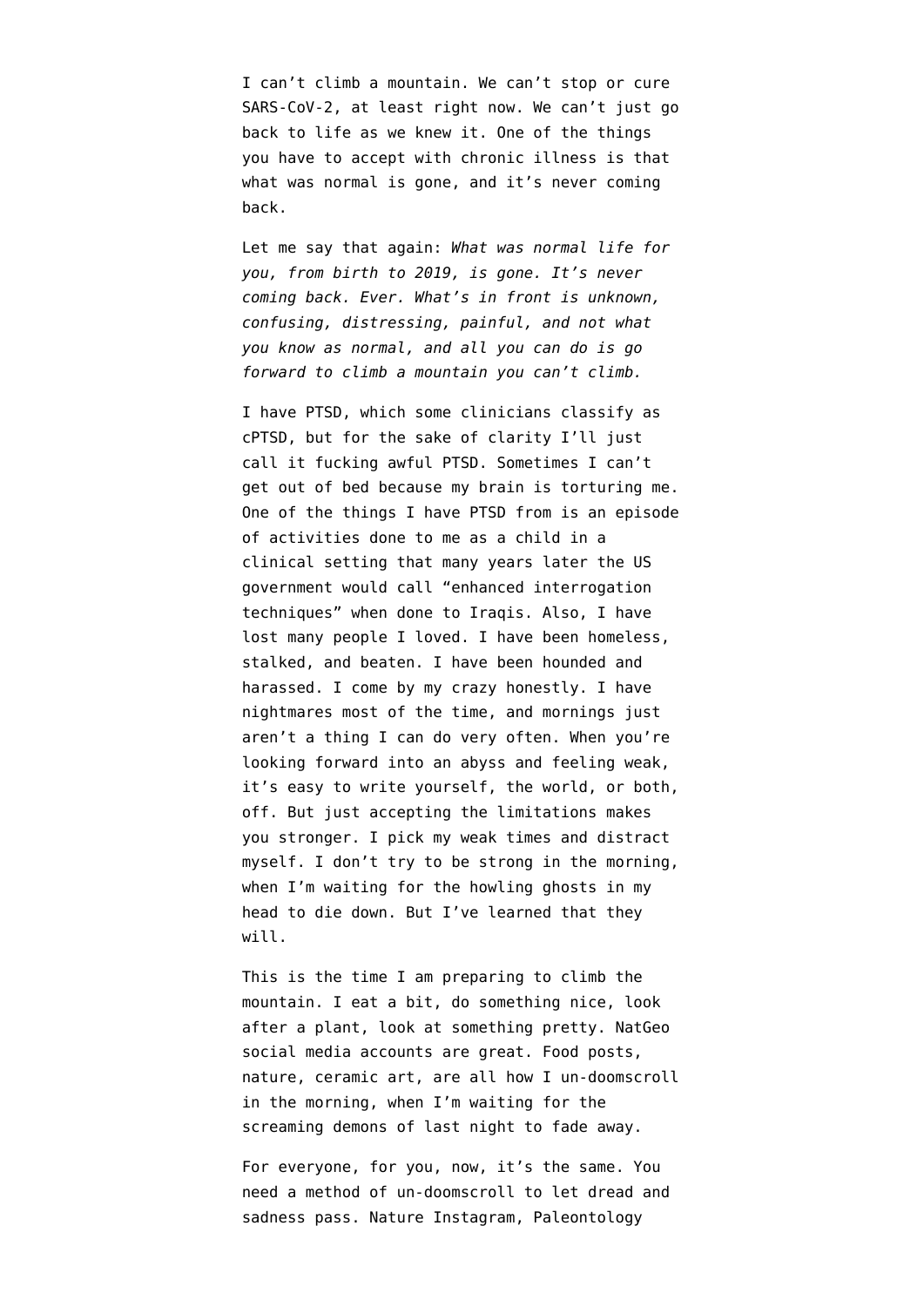I can't climb a mountain. We can't stop or cure SARS-CoV-2, at least right now. We can't just go back to life as we knew it. One of the things you have to accept with chronic illness is that what was normal is gone, and it's never coming back.

Let me say that again: *What was normal life for you, from birth to 2019, is gone. It's never coming back. Ever. What's in front is unknown, confusing, distressing, painful, and not what you know as normal, and all you can do is go forward to climb a mountain you can't climb.*

I have PTSD, which some clinicians classify as cPTSD, but for the sake of clarity I'll just call it fucking awful PTSD. Sometimes I can't get out of bed because my brain is torturing me. One of the things I have PTSD from is an episode of activities done to me as a child in a clinical setting that many years later the US government would call "enhanced interrogation techniques" when done to Iraqis. Also, I have lost many people I loved. I have been homeless, stalked, and beaten. I have been hounded and harassed. I come by my crazy honestly. I have nightmares most of the time, and mornings just aren't a thing I can do very often. When you're looking forward into an abyss and feeling weak, it's easy to write yourself, the world, or both, off. But just accepting the limitations makes you stronger. I pick my weak times and distract myself. I don't try to be strong in the morning, when I'm waiting for the howling ghosts in my head to die down. But I've learned that they will.

This is the time I am preparing to climb the mountain. I eat a bit, do something nice, look after a plant, look at something pretty. NatGeo social media accounts are great. Food posts, nature, ceramic art, are all how I un-doomscroll in the morning, when I'm waiting for the screaming demons of last night to fade away.

For everyone, for you, now, it's the same. You need a method of un-doomscroll to let dread and sadness pass. Nature Instagram, Paleontology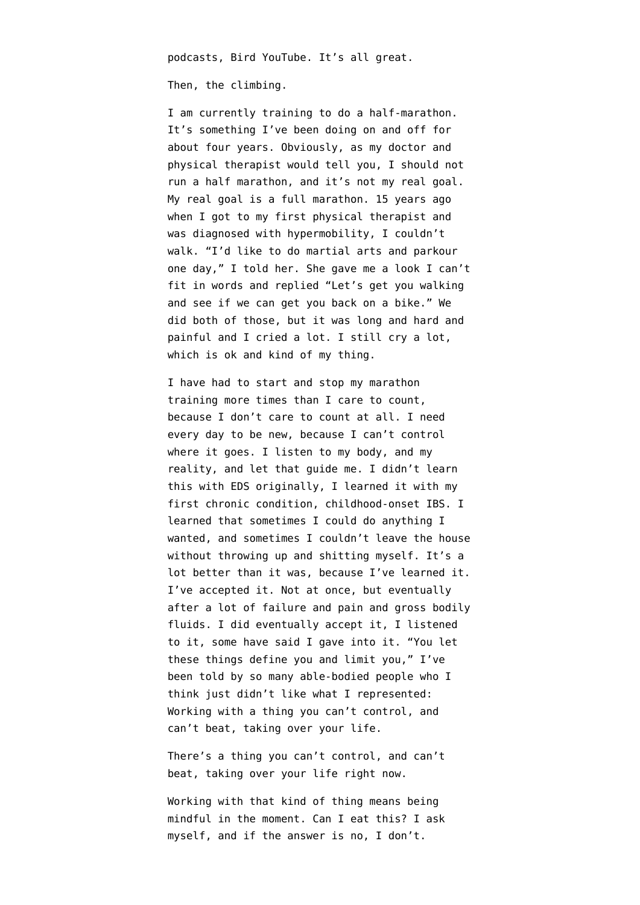podcasts, Bird YouTube. It's all great.

Then, the climbing.

I am currently training to do a half-marathon. It's something I've been doing on and off for about four years. Obviously, as my doctor and physical therapist would tell you, I should not run a half marathon, and it's not my real goal. My real goal is a full marathon. 15 years ago when I got to my first physical therapist and was diagnosed with hypermobility, I couldn't walk. "I'd like to do martial arts and parkour one day," I told her. She gave me a look I can't fit in words and replied "Let's get you walking and see if we can get you back on a bike." We did both of those, but it was long and hard and painful and I cried a lot. I still cry a lot, which is ok and kind of my thing.

I have had to start and stop my marathon training more times than I care to count, because I don't care to count at all. I need every day to be new, because I can't control where it goes. I listen to my body, and my reality, and let that guide me. I didn't learn this with EDS originally, I learned it with my first chronic condition, childhood-onset IBS. I learned that sometimes I could do anything I wanted, and sometimes I couldn't leave the house without throwing up and shitting myself. It's a lot better than it was, because I've learned it. I've accepted it. Not at once, but eventually after a lot of failure and pain and gross bodily fluids. I did eventually accept it, I listened to it, some have said I gave into it. "You let these things define you and limit you," I've been told by so many able-bodied people who I think just didn't like what I represented: Working with a thing you can't control, and can't beat, taking over your life.

There's a thing you can't control, and can't beat, taking over your life right now.

Working with that kind of thing means being mindful in the moment. Can I eat this? I ask myself, and if the answer is no, I don't.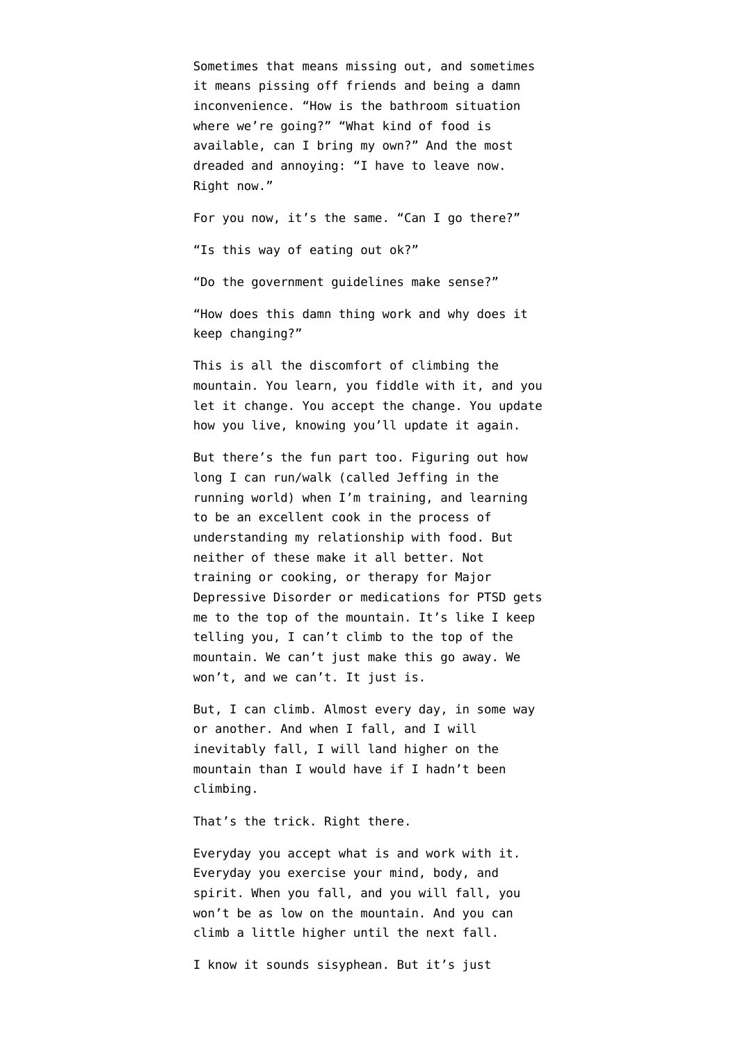Sometimes that means missing out, and sometimes it means pissing off friends and being a damn inconvenience. “How is the bathroom situation where we’re going?” “What kind of food is available, can I bring my own?” And the most dreaded and annoying: “I have to leave now. Right now.”

For you now, it’s the same. “Can I go there?”

“Is this way of eating out ok?”

“Do the government guidelines make sense?”

“How does this damn thing work and why does it keep changing?”

This is all the discomfort of climbing the mountain. You learn, you fiddle with it, and you let it change. You accept the change. You update how you live, knowing you’ll update it again.

But there’s the fun part too. Figuring out how long I can run/walk (called Jeffing in the running world) when I’m training, and learning to be an excellent cook in the process of understanding my relationship with food. But neither of these make it all better. Not training or cooking, or therapy for Major Depressive Disorder or medications for PTSD gets me to the top of the mountain. It’s like I keep telling you, I can’t climb to the top of the mountain. We can’t just make this go away. We won’t, and we can’t. It just is.

But, I can climb. Almost every day, in some way or another. And when I fall, and I will inevitably fall, I will land higher on the mountain than I would have if I hadn’t been climbing.

That’s the trick. Right there.

Everyday you accept what is and work with it. Everyday you exercise your mind, body, and spirit. When you fall, and you will fall, you won’t be as low on the mountain. And you can climb a little higher until the next fall.

I know it sounds sisyphean. But it’s just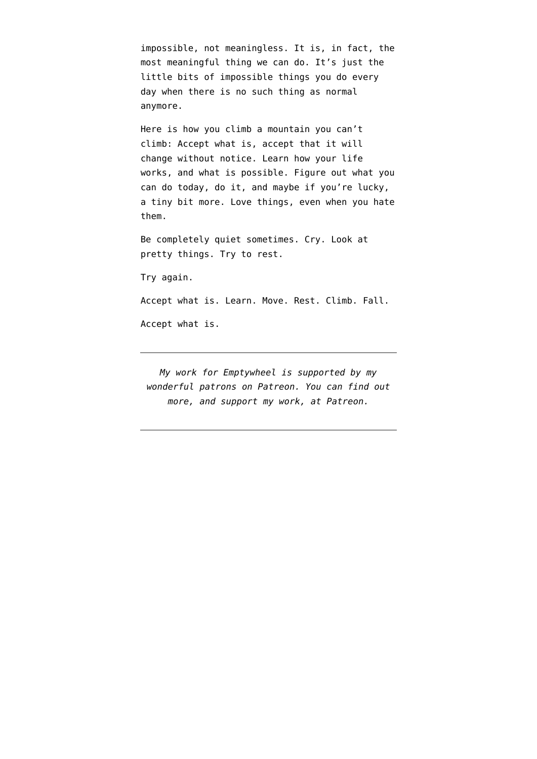impossible, not meaningless. It is, in fact, the most meaningful thing we can do. It's just the little bits of impossible things you do every day when there is no such thing as normal anymore.

Here is how you climb a mountain you can't climb: Accept what is, accept that it will change without notice. Learn how your life works, and what is possible. Figure out what you can do today, do it, and maybe if you're lucky, a tiny bit more. Love things, even when you hate them.

Be completely quiet sometimes. Cry. Look at pretty things. Try to rest.

Try again.

Accept what is. Learn. Move. Rest. Climb. Fall.

Accept what is.

---

*My work for Emptywheel is supported by my wonderful patrons on Patreon. You can find out more, and support my work, at Patreon.*

---